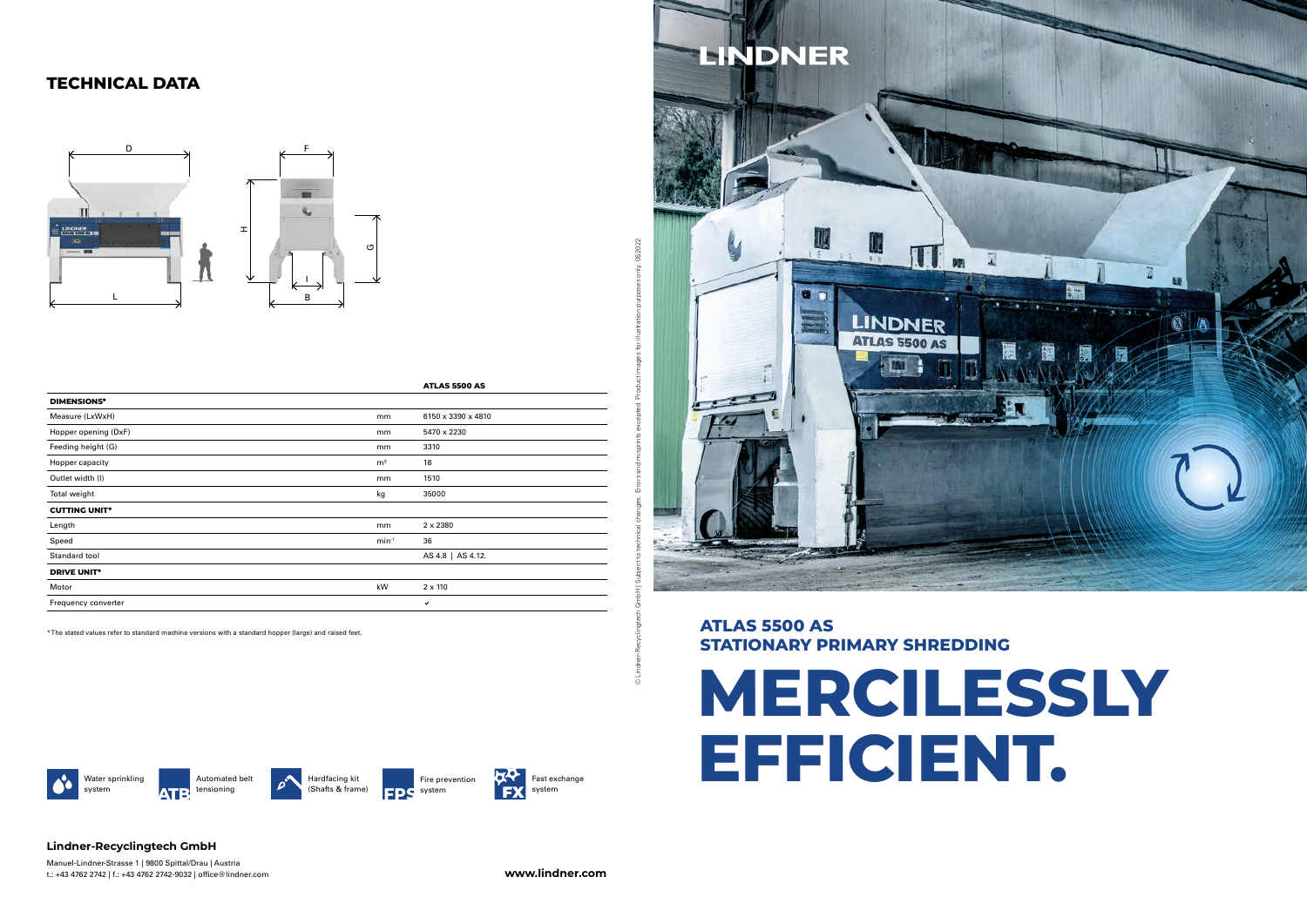## TECHNICAL DATA

| | | ATLAS 5500 AS |
|---|---|---|
| **DIMENSIONS*** | | |
| Measure (LxWxH) | mm | 6150 x 3390 x 4810 |
| Hopper opening (DxF) | mm | 5470 x 2230 |
| Feeding height (G) | mm | 3310 |
| Hopper capacity | m³ | 18 |
| Outlet width (I) | mm | 1510 |
| Total weight | kg | 35000 |
| **CUTTING UNIT*** | | |
| Length | mm | 2 x 2380 |
| Speed | min⁻¹ | 36 |
| Standard tool | | AS 4.8 \| AS 4.12. |
| **DRIVE UNIT*** | | |
| Motor | kW | 2 x 110 |
| Frequency converter | | ✔ |

* The stated values refer to standard machine versions with a standard hopper (large) and raised feet.

- Water sprinkling system
- ATB Automated belt tensioning
- Hardfacing kit (Shafts & frame)
- FPS Fire prevention system
- FX Fast exchange system

**Lindner-Recyclingtech GmbH**

Manuel-Lindner-Strasse 1 | 9800 Spittal/Drau | Austria
t.: +43 4762 2742 | f.: +43 4762 2742-9032 | office@lindner.com

**www.lindner.com**

© Lindner-Recyclingtech GmbH | Subject to technical changes. Errors and misprints excepted. Product images for illustration purposes only. 052022

LINDNER

### ATLAS 5500 AS
### STATIONARY PRIMARY SHREDDING

# MERCILESSLY EFFICIENT.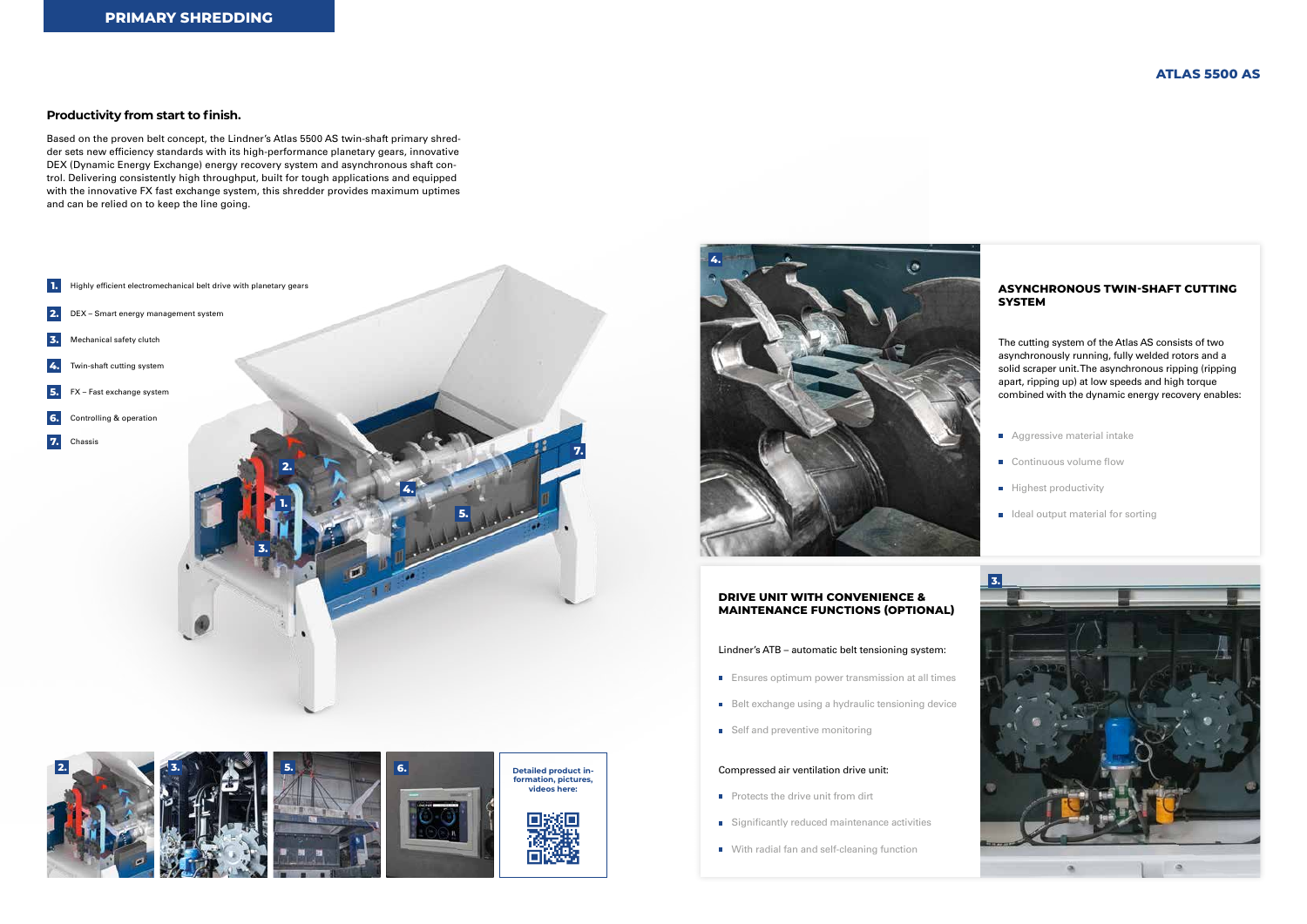PRIMARY SHREDDING

ATLAS 5500 AS

## Productivity from start to finish.

Based on the proven belt concept, the Lindner's Atlas 5500 AS twin-shaft primary shredder sets new efficiency standards with its high-performance planetary gears, innovative DEX (Dynamic Energy Exchange) energy recovery system and asynchronous shaft control. Delivering consistently high throughput, built for tough applications and equipped with the innovative FX fast exchange system, this shredder provides maximum uptimes and can be relied on to keep the line going.

1. Highly efficient electromechanical belt drive with planetary gears
2. DEX – Smart energy management system
3. Mechanical safety clutch
4. Twin-shaft cutting system
5. FX – Fast exchange system
6. Controlling & operation
7. Chassis

Detailed product information, pictures, videos here:

### ASYNCHRONOUS TWIN-SHAFT CUTTING SYSTEM

The cutting system of the Atlas AS consists of two asynchronously running, fully welded rotors and a solid scraper unit. The asynchronous ripping (ripping apart, ripping up) at low speeds and high torque combined with the dynamic energy recovery enables:

- Aggressive material intake
- Continuous volume flow
- Highest productivity
- Ideal output material for sorting

### DRIVE UNIT WITH CONVENIENCE & MAINTENANCE FUNCTIONS (OPTIONAL)

Lindner's ATB – automatic belt tensioning system:

- Ensures optimum power transmission at all times
- Belt exchange using a hydraulic tensioning device
- Self and preventive monitoring

Compressed air ventilation drive unit:

- Protects the drive unit from dirt
- Significantly reduced maintenance activities
- With radial fan and self-cleaning function